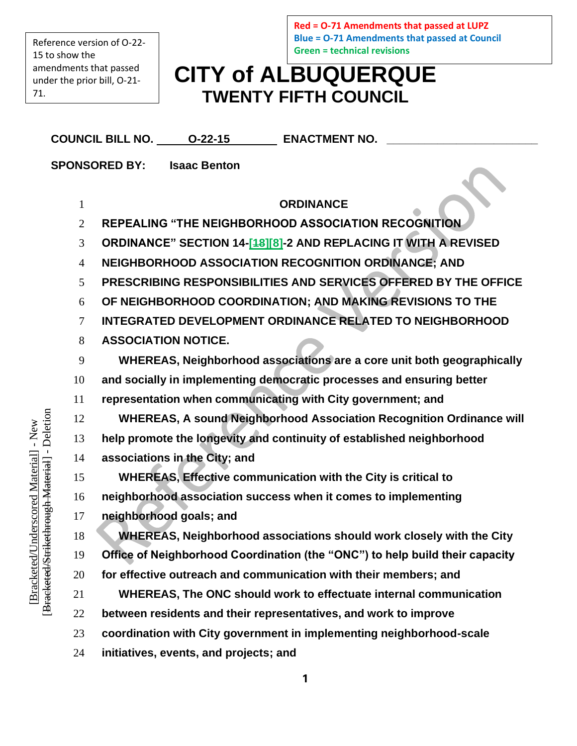Reference version of O-22-15 to show the amendments that passed under the prior bill, O-21-71.

Red = O-71 Amendments that passed at LUPZ
Blue = O-71 Amendments that passed at Council
Green = technical revisions

# CITY of ALBUQUERQUE
## TWENTY FIFTH COUNCIL

**COUNCIL BILL NO.** O-22-15 **ENACTMENT NO.** ____________________

**SPONSORED BY:** Isaac Benton

1 **ORDINANCE**

2 **REPEALING "THE NEIGHBORHOOD ASSOCIATION RECOGNITION**
3 **ORDINANCE" SECTION 14-[~~18~~][8]-2 AND REPLACING IT WITH A REVISED**
4 **NEIGHBORHOOD ASSOCIATION RECOGNITION ORDINANCE; AND**
5 **PRESCRIBING RESPONSIBILITIES AND SERVICES OFFERED BY THE OFFICE**
6 **OF NEIGHBORHOOD COORDINATION; AND MAKING REVISIONS TO THE**
7 **INTEGRATED DEVELOPMENT ORDINANCE RELATED TO NEIGHBORHOOD**
8 **ASSOCIATION NOTICE.**

9 **WHEREAS, Neighborhood associations are a core unit both geographically**
10 **and socially in implementing democratic processes and ensuring better**
11 **representation when communicating with City government; and**

12 **WHEREAS, A sound Neighborhood Association Recognition Ordinance will**
13 **help promote the longevity and continuity of established neighborhood**
14 **associations in the City; and**

15 **WHEREAS, Effective communication with the City is critical to**
16 **neighborhood association success when it comes to implementing**
17 **neighborhood goals; and**

18 **WHEREAS, Neighborhood associations should work closely with the City**
19 **Office of Neighborhood Coordination (the "ONC") to help build their capacity**
20 **for effective outreach and communication with their members; and**

21 **WHEREAS, The ONC should work to effectuate internal communication**
22 **between residents and their representatives, and work to improve**
23 **coordination with City government in implementing neighborhood-scale**
24 **initiatives, events, and projects; and**

[Bracketed/Underscored Material] - New
[~~Bracketed/Strikethrough Material~~] - Deletion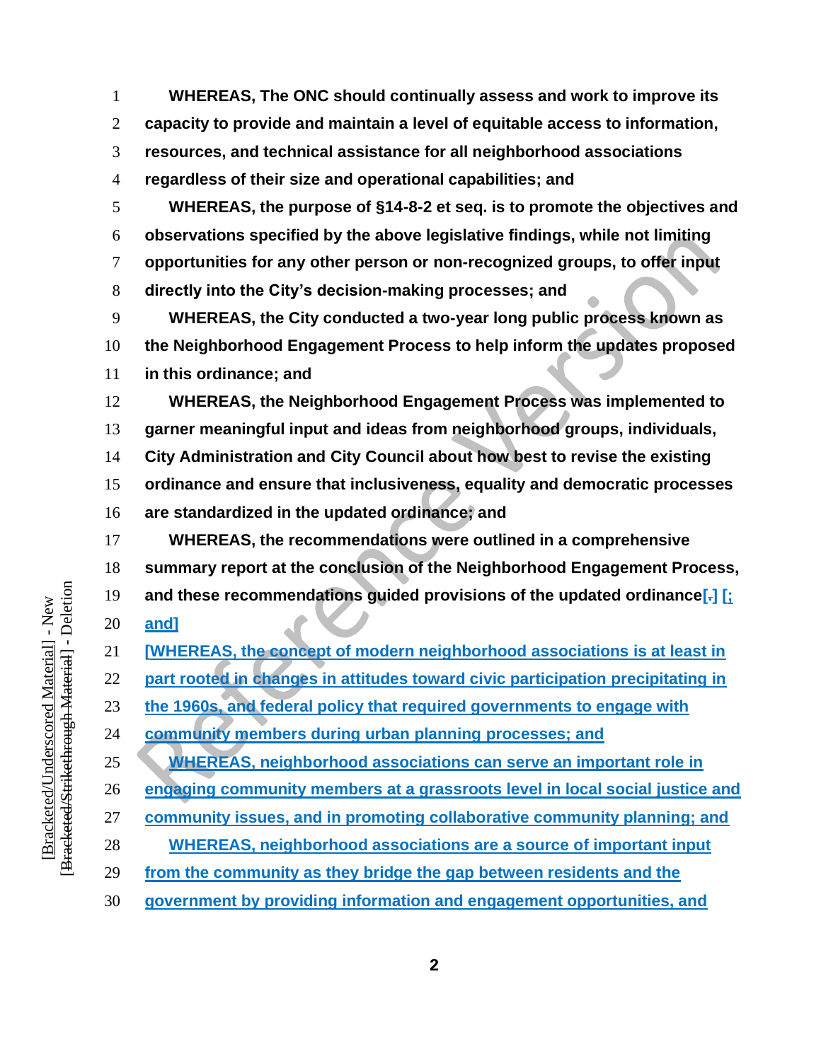**WHEREAS, The ONC should continually assess and work to improve its capacity to provide and maintain a level of equitable access to information, resources, and technical assistance for all neighborhood associations regardless of their size and operational capabilities; and**

**WHEREAS, the purpose of §14-8-2 et seq. is to promote the objectives and observations specified by the above legislative findings, while not limiting opportunities for any other person or non-recognized groups, to offer input directly into the City's decision-making processes; and**

**WHEREAS, the City conducted a two-year long public process known as the Neighborhood Engagement Process to help inform the updates proposed in this ordinance; and**

**WHEREAS, the Neighborhood Engagement Process was implemented to garner meaningful input and ideas from neighborhood groups, individuals, City Administration and City Council about how best to revise the existing ordinance and ensure that inclusiveness, equality and democratic processes are standardized in the updated ordinance; and**

**WHEREAS, the recommendations were outlined in a comprehensive summary report at the conclusion of the Neighborhood Engagement Process, and these recommendations guided provisions of the updated ordinance[.] [; and]**

**[WHEREAS, the concept of modern neighborhood associations is at least in part rooted in changes in attitudes toward civic participation precipitating in the 1960s, and federal policy that required governments to engage with community members during urban planning processes; and**

**WHEREAS, neighborhood associations can serve an important role in engaging community members at a grassroots level in local social justice and community issues, and in promoting collaborative community planning; and**

**WHEREAS, neighborhood associations are a source of important input from the community as they bridge the gap between residents and the government by providing information and engagement opportunities, and**

[Bracketed/Underscored Material] - New
[Bracketed/Strikethrough Material] - Deletion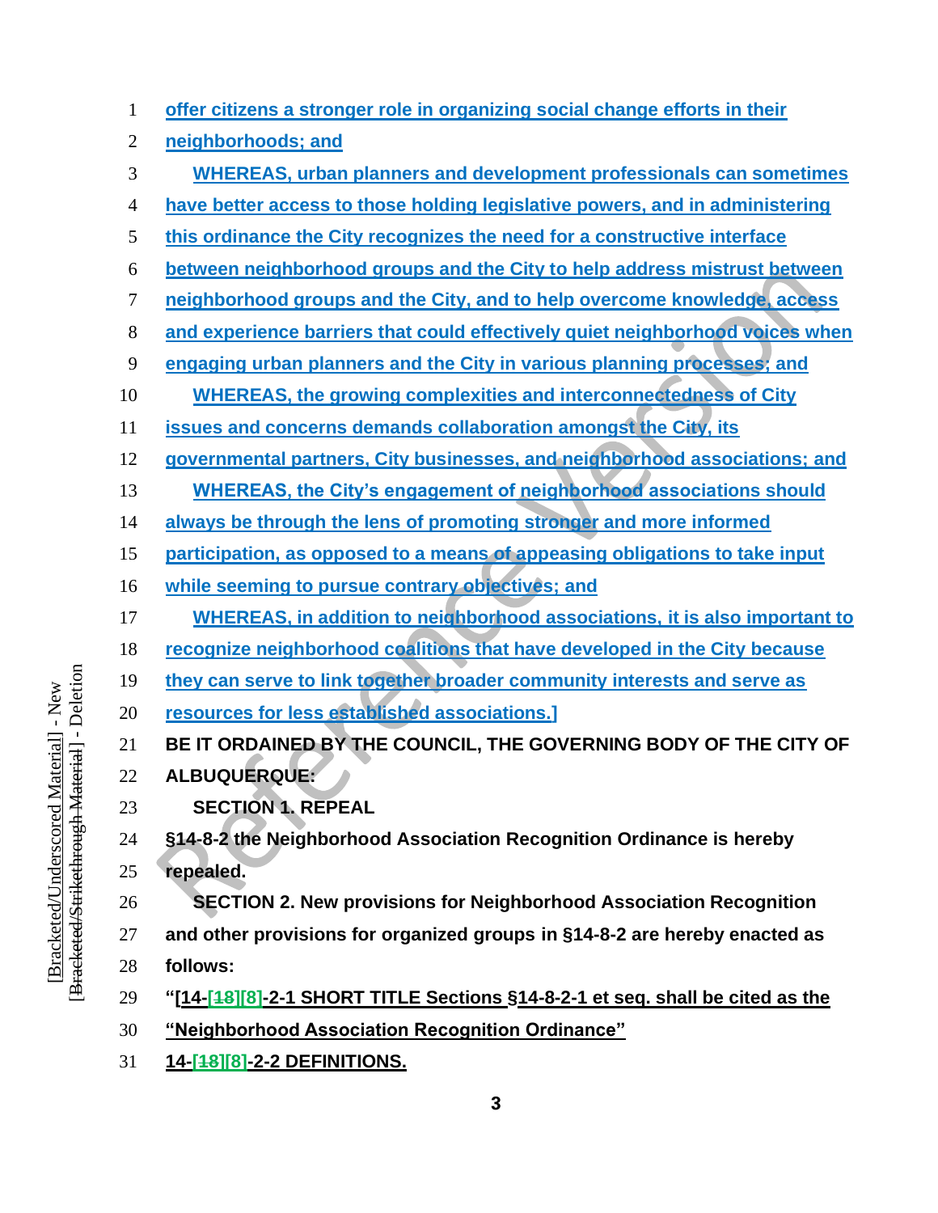offer citizens a stronger role in organizing social change efforts in their neighborhoods; and

WHEREAS, urban planners and development professionals can sometimes have better access to those holding legislative powers, and in administering this ordinance the City recognizes the need for a constructive interface between neighborhood groups and the City to help address mistrust between neighborhood groups and the City, and to help overcome knowledge, access and experience barriers that could effectively quiet neighborhood voices when engaging urban planners and the City in various planning processes; and

WHEREAS, the growing complexities and interconnectedness of City issues and concerns demands collaboration amongst the City, its governmental partners, City businesses, and neighborhood associations; and

WHEREAS, the City's engagement of neighborhood associations should always be through the lens of promoting stronger and more informed participation, as opposed to a means of appeasing obligations to take input while seeming to pursue contrary objectives; and

WHEREAS, in addition to neighborhood associations, it is also important to recognize neighborhood coalitions that have developed in the City because they can serve to link together broader community interests and serve as resources for less established associations.]

**BE IT ORDAINED BY THE COUNCIL, THE GOVERNING BODY OF THE CITY OF ALBUQUERQUE:**

**SECTION 1. REPEAL**

**§14-8-2 the Neighborhood Association Recognition Ordinance is hereby repealed.**

**SECTION 2. New provisions for Neighborhood Association Recognition and other provisions for organized groups in §14-8-2 are hereby enacted as follows:**

**"[14-[~~18~~][8]-2-1 SHORT TITLE Sections §14-8-2-1 et seq. shall be cited as the "Neighborhood Association Recognition Ordinance"**

**14-[~~18~~][8]-2-2 DEFINITIONS.**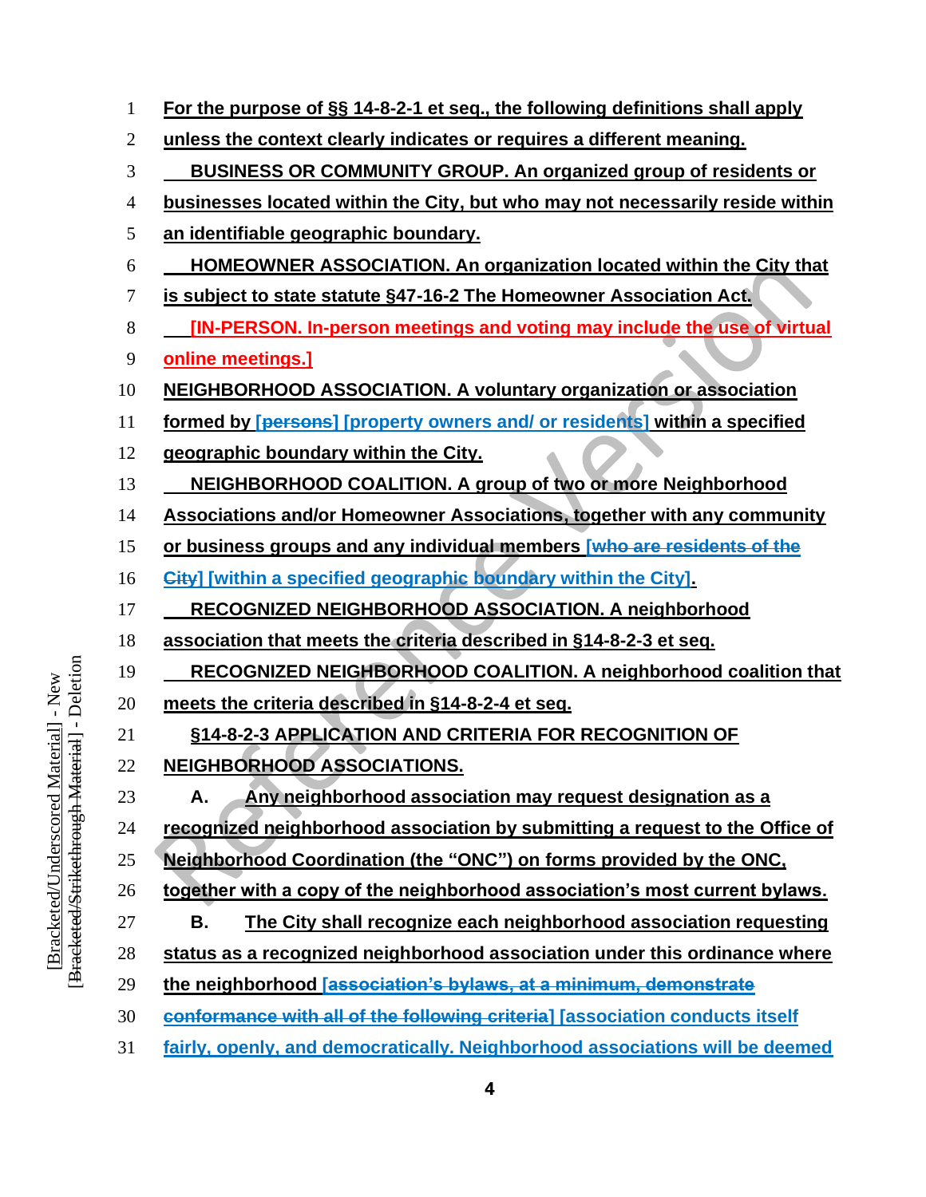For the purpose of §§ 14-8-2-1 et seq., the following definitions shall apply unless the context clearly indicates or requires a different meaning.

BUSINESS OR COMMUNITY GROUP. An organized group of residents or businesses located within the City, but who may not necessarily reside within an identifiable geographic boundary.

HOMEOWNER ASSOCIATION. An organization located within the City that is subject to state statute §47-16-2 The Homeowner Association Act.

[IN-PERSON. In-person meetings and voting may include the use of virtual online meetings.]

NEIGHBORHOOD ASSOCIATION. A voluntary organization or association formed by [~~persons~~] [property owners and/ or residents] within a specified geographic boundary within the City.

NEIGHBORHOOD COALITION. A group of two or more Neighborhood Associations and/or Homeowner Associations, together with any community or business groups and any individual members [~~who are residents of the City~~] [within a specified geographic boundary within the City].

RECOGNIZED NEIGHBORHOOD ASSOCIATION. A neighborhood association that meets the criteria described in §14-8-2-3 et seq.

RECOGNIZED NEIGHBORHOOD COALITION. A neighborhood coalition that meets the criteria described in §14-8-2-4 et seq.

§14-8-2-3 APPLICATION AND CRITERIA FOR RECOGNITION OF NEIGHBORHOOD ASSOCIATIONS.

A. Any neighborhood association may request designation as a recognized neighborhood association by submitting a request to the Office of Neighborhood Coordination (the "ONC") on forms provided by the ONC, together with a copy of the neighborhood association's most current bylaws.

B. The City shall recognize each neighborhood association requesting status as a recognized neighborhood association under this ordinance where the neighborhood [~~association's bylaws, at a minimum, demonstrate conformance with all of the following criteria~~] [association conducts itself fairly, openly, and democratically. Neighborhood associations will be deemed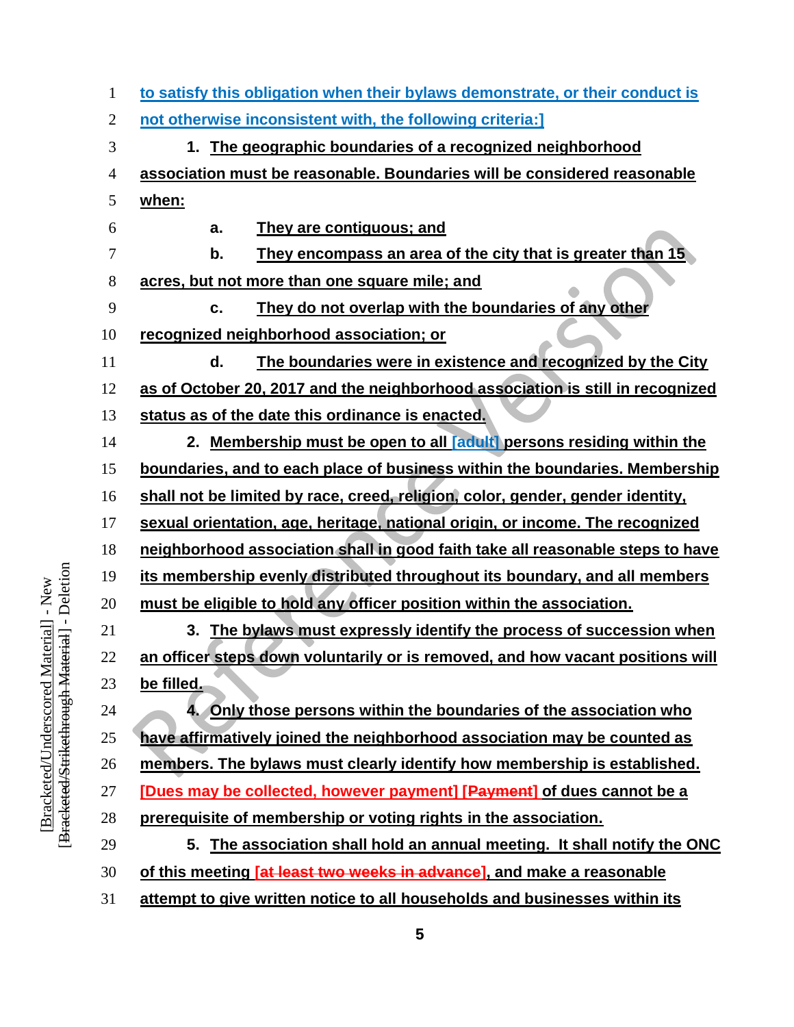to satisfy this obligation when their bylaws demonstrate, or their conduct is not otherwise inconsistent with, the following criteria:]

1. The geographic boundaries of a recognized neighborhood association must be reasonable. Boundaries will be considered reasonable when:

a. They are contiguous; and

b. They encompass an area of the city that is greater than 15 acres, but not more than one square mile; and

c. They do not overlap with the boundaries of any other recognized neighborhood association; or

d. The boundaries were in existence and recognized by the City as of October 20, 2017 and the neighborhood association is still in recognized status as of the date this ordinance is enacted.

2. Membership must be open to all [adult] persons residing within the boundaries, and to each place of business within the boundaries. Membership shall not be limited by race, creed, religion, color, gender, gender identity, sexual orientation, age, heritage, national origin, or income. The recognized neighborhood association shall in good faith take all reasonable steps to have its membership evenly distributed throughout its boundary, and all members must be eligible to hold any officer position within the association.

3. The bylaws must expressly identify the process of succession when an officer steps down voluntarily or is removed, and how vacant positions will be filled.

4. Only those persons within the boundaries of the association who have affirmatively joined the neighborhood association may be counted as members. The bylaws must clearly identify how membership is established. [Dues may be collected, however payment] [~~Payment~~] of dues cannot be a prerequisite of membership or voting rights in the association.

5. The association shall hold an annual meeting. It shall notify the ONC of this meeting [~~at least two weeks in advance~~], and make a reasonable attempt to give written notice to all households and businesses within its

[Bracketed/Underscored Material] - New
[~~Bracketed/Strikethrough Material~~] - Deletion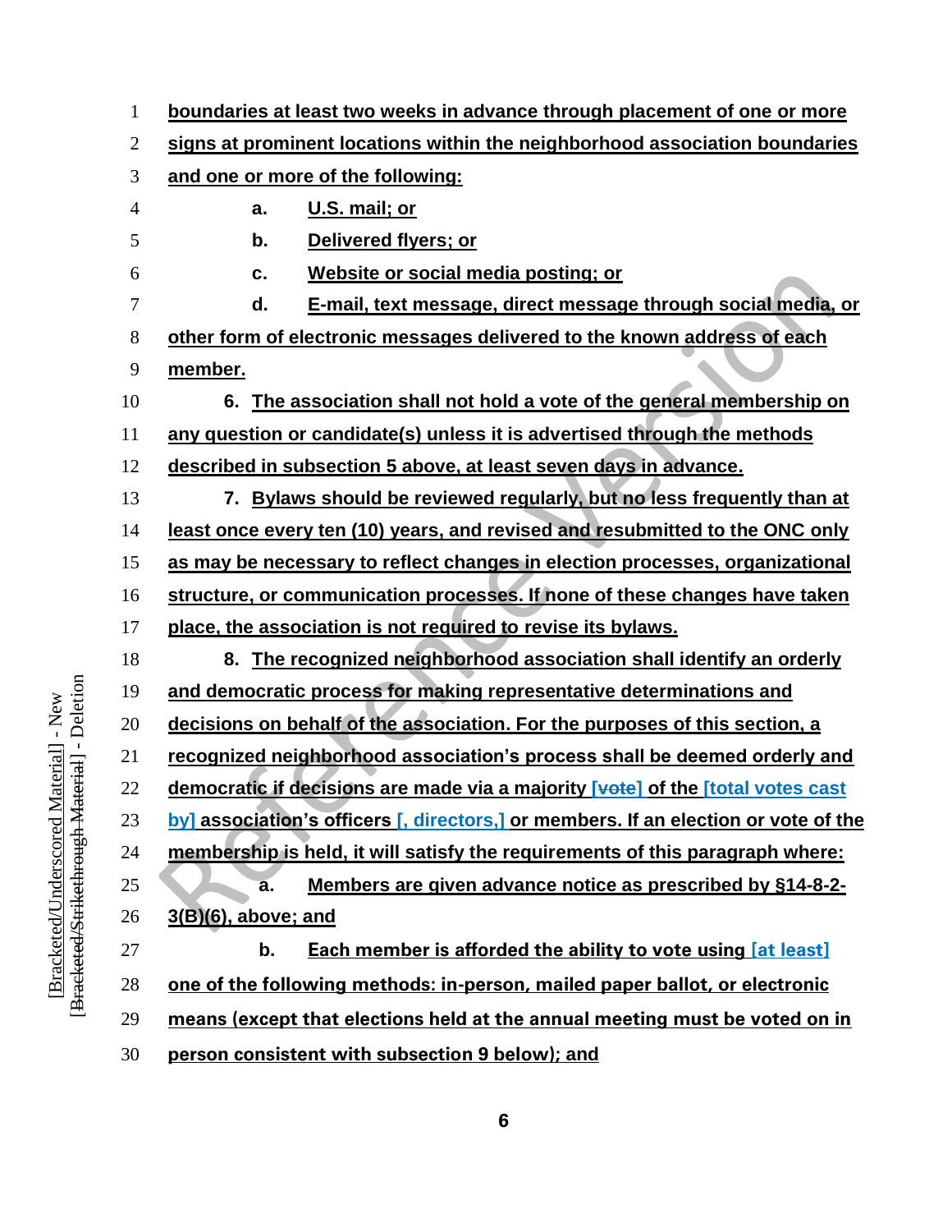boundaries at least two weeks in advance through placement of one or more signs at prominent locations within the neighborhood association boundaries and one or more of the following:

a. U.S. mail; or

b. Delivered flyers; or

c. Website or social media posting; or

d. E-mail, text message, direct message through social media, or other form of electronic messages delivered to the known address of each member.

6. The association shall not hold a vote of the general membership on any question or candidate(s) unless it is advertised through the methods described in subsection 5 above, at least seven days in advance.

7. Bylaws should be reviewed regularly, but no less frequently than at least once every ten (10) years, and revised and resubmitted to the ONC only as may be necessary to reflect changes in election processes, organizational structure, or communication processes. If none of these changes have taken place, the association is not required to revise its bylaws.

8. The recognized neighborhood association shall identify an orderly and democratic process for making representative determinations and decisions on behalf of the association. For the purposes of this section, a recognized neighborhood association's process shall be deemed orderly and democratic if decisions are made via a majority [~~vote~~] of the [total votes cast by] association's officers [, directors,] or members. If an election or vote of the membership is held, it will satisfy the requirements of this paragraph where:

a. Members are given advance notice as prescribed by §14-8-2-3(B)(6), above; and

b. Each member is afforded the ability to vote using [at least] one of the following methods: in-person, mailed paper ballot, or electronic means (except that elections held at the annual meeting must be voted on in person consistent with subsection 9 below); and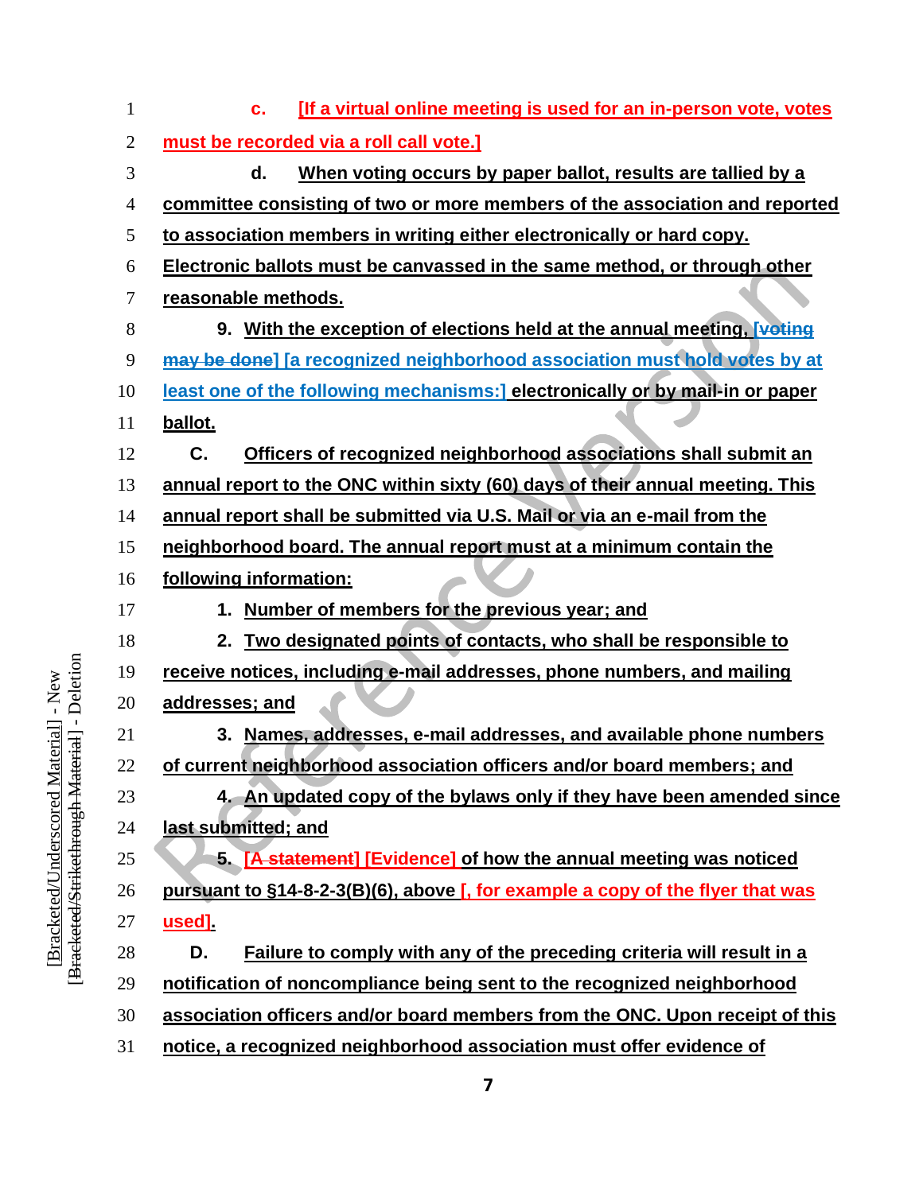c. [If a virtual online meeting is used for an in-person vote, votes must be recorded via a roll call vote.]

d. When voting occurs by paper ballot, results are tallied by a committee consisting of two or more members of the association and reported to association members in writing either electronically or hard copy. Electronic ballots must be canvassed in the same method, or through other reasonable methods.

9. With the exception of elections held at the annual meeting, [~~voting may be done~~] [a recognized neighborhood association must hold votes by at least one of the following mechanisms:] electronically or by mail-in or paper ballot.

C. Officers of recognized neighborhood associations shall submit an annual report to the ONC within sixty (60) days of their annual meeting. This annual report shall be submitted via U.S. Mail or via an e-mail from the neighborhood board. The annual report must at a minimum contain the following information:

1. Number of members for the previous year; and

2. Two designated points of contacts, who shall be responsible to receive notices, including e-mail addresses, phone numbers, and mailing addresses; and

3. Names, addresses, e-mail addresses, and available phone numbers of current neighborhood association officers and/or board members; and

4. An updated copy of the bylaws only if they have been amended since last submitted; and

5. [~~A statement~~] [Evidence] of how the annual meeting was noticed pursuant to §14-8-2-3(B)(6), above [, for example a copy of the flyer that was used].

D. Failure to comply with any of the preceding criteria will result in a notification of noncompliance being sent to the recognized neighborhood association officers and/or board members from the ONC. Upon receipt of this notice, a recognized neighborhood association must offer evidence of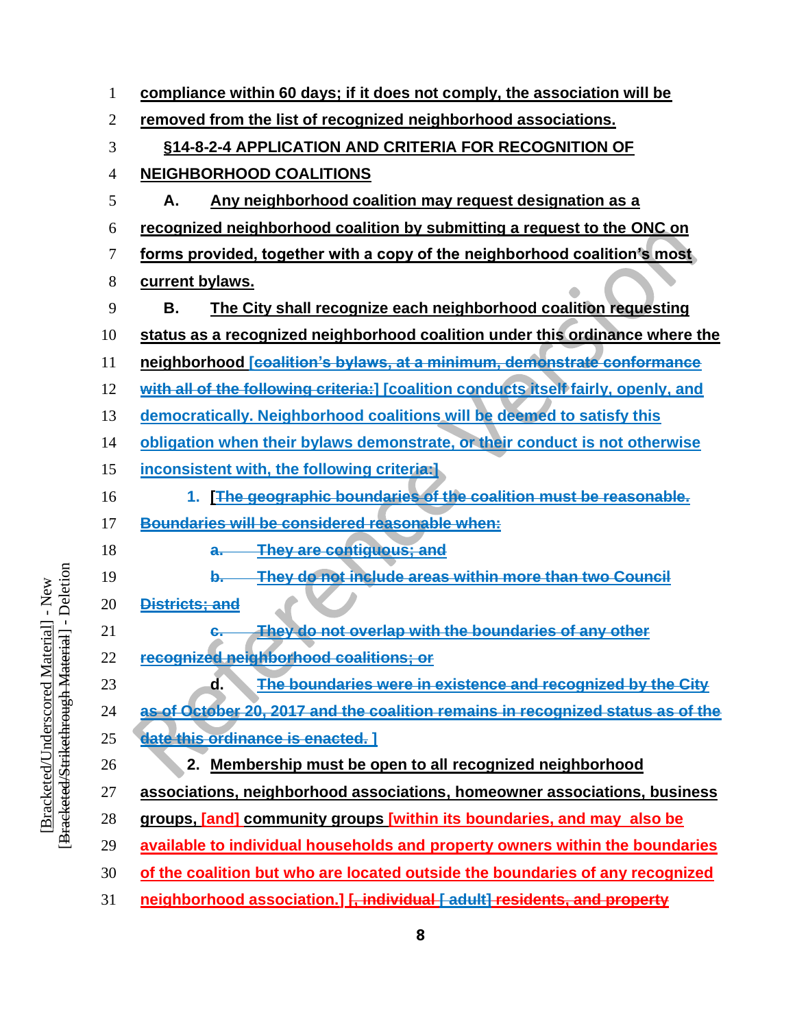compliance within 60 days; if it does not comply, the association will be removed from the list of recognized neighborhood associations.

§14-8-2-4 APPLICATION AND CRITERIA FOR RECOGNITION OF NEIGHBORHOOD COALITIONS

A. Any neighborhood coalition may request designation as a recognized neighborhood coalition by submitting a request to the ONC on forms provided, together with a copy of the neighborhood coalition's most current bylaws.

B. The City shall recognize each neighborhood coalition requesting status as a recognized neighborhood coalition under this ordinance where the neighborhood [~~coalition's bylaws, at a minimum, demonstrate conformance with all of the following criteria:~~] [coalition conducts itself fairly, openly, and democratically. Neighborhood coalitions will be deemed to satisfy this obligation when their bylaws demonstrate, or their conduct is not otherwise inconsistent with, the following criteria:]

1. [~~The geographic boundaries of the coalition must be reasonable. Boundaries will be considered reasonable when:~~

~~a. They are contiguous; and~~

~~b. They do not include areas within more than two Council Districts; and~~

~~c. They do not overlap with the boundaries of any other recognized neighborhood coalitions; or~~

~~d. The boundaries were in existence and recognized by the City as of October 20, 2017 and the coalition remains in recognized status as of the date this ordinance is enacted.~~ ]

2. Membership must be open to all recognized neighborhood associations, neighborhood associations, homeowner associations, business groups, [and] community groups [within its boundaries, and may also be available to individual households and property owners within the boundaries of the coalition but who are located outside the boundaries of any recognized neighborhood association.] [~~, individual~~ [ adult] ~~residents, and property~~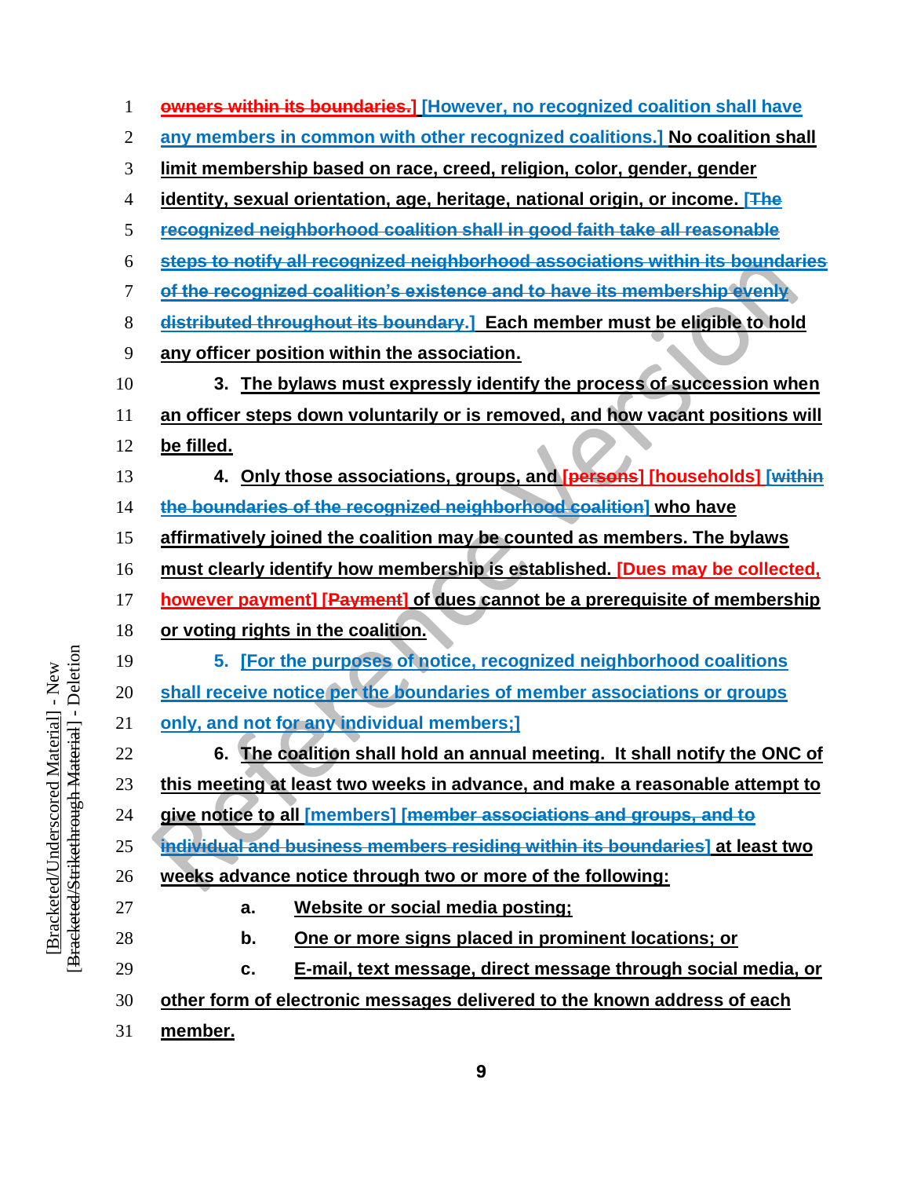owners within its boundaries.] [However, no recognized coalition shall have any members in common with other recognized coalitions.] No coalition shall limit membership based on race, creed, religion, color, gender, gender identity, sexual orientation, age, heritage, national origin, or income. [The recognized neighborhood coalition shall in good faith take all reasonable steps to notify all recognized neighborhood associations within its boundaries of the recognized coalition's existence and to have its membership evenly distributed throughout its boundary.] Each member must be eligible to hold any officer position within the association.

3. The bylaws must expressly identify the process of succession when an officer steps down voluntarily or is removed, and how vacant positions will be filled.

4. Only those associations, groups, and [persons] [households] [within the boundaries of the recognized neighborhood coalition] who have affirmatively joined the coalition may be counted as members. The bylaws must clearly identify how membership is established. [Dues may be collected, however payment] [Payment] of dues cannot be a prerequisite of membership or voting rights in the coalition.

5. [For the purposes of notice, recognized neighborhood coalitions shall receive notice per the boundaries of member associations or groups only, and not for any individual members;]

6. The coalition shall hold an annual meeting. It shall notify the ONC of this meeting at least two weeks in advance, and make a reasonable attempt to give notice to all [members] [member associations and groups, and to individual and business members residing within its boundaries] at least two weeks advance notice through two or more of the following:

a. Website or social media posting;

b. One or more signs placed in prominent locations; or

c. E-mail, text message, direct message through social media, or other form of electronic messages delivered to the known address of each member.

[Bracketed/Underscored Material] - New
[Bracketed/Strikethrough Material] - Deletion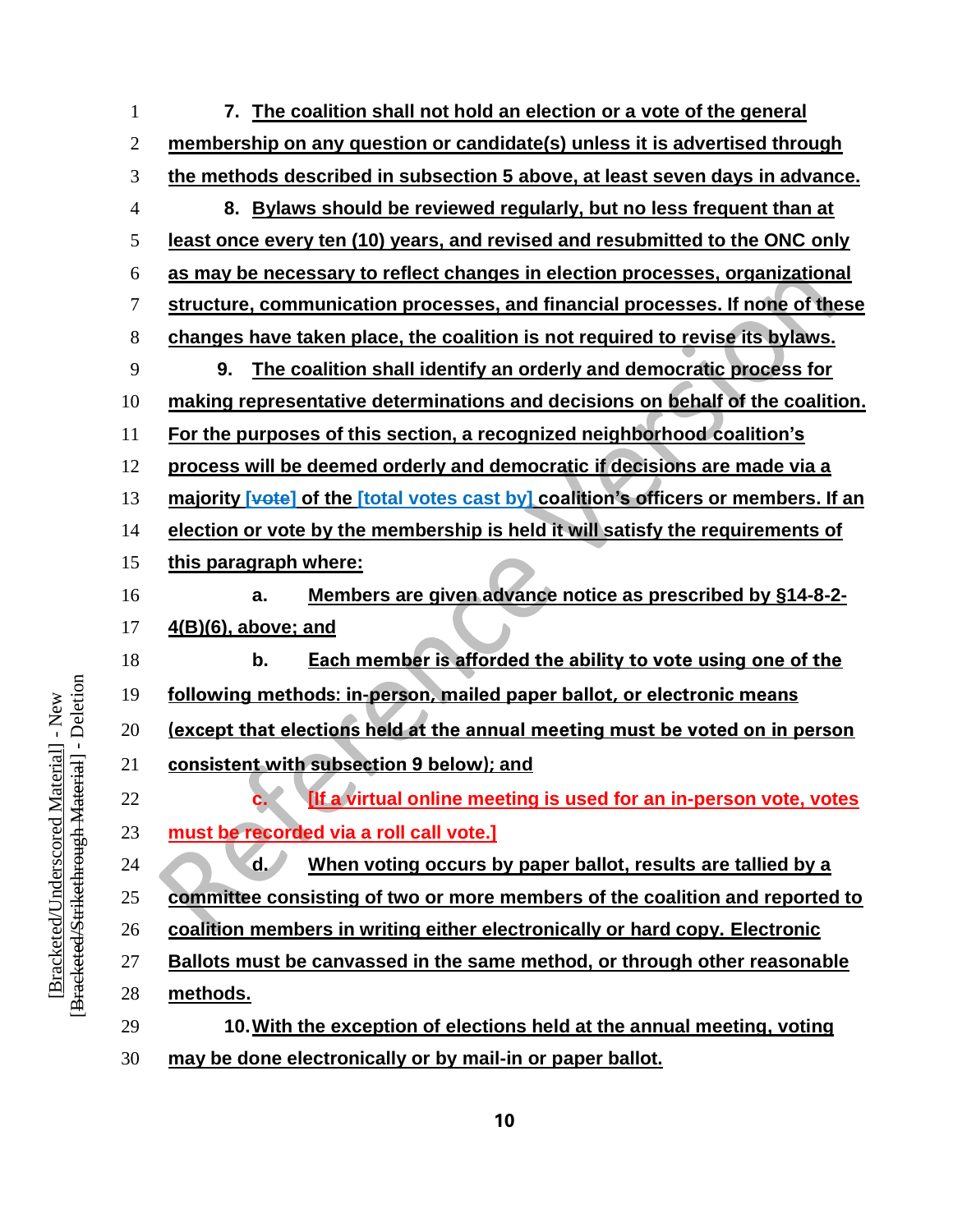7. The coalition shall not hold an election or a vote of the general membership on any question or candidate(s) unless it is advertised through the methods described in subsection 5 above, at least seven days in advance.

8. Bylaws should be reviewed regularly, but no less frequent than at least once every ten (10) years, and revised and resubmitted to the ONC only as may be necessary to reflect changes in election processes, organizational structure, communication processes, and financial processes. If none of these changes have taken place, the coalition is not required to revise its bylaws.

9. The coalition shall identify an orderly and democratic process for making representative determinations and decisions on behalf of the coalition. For the purposes of this section, a recognized neighborhood coalition's process will be deemed orderly and democratic if decisions are made via a majority [~~vote~~] of the [total votes cast by] coalition's officers or members. If an election or vote by the membership is held it will satisfy the requirements of this paragraph where:

a. Members are given advance notice as prescribed by §14-8-2-4(B)(6), above; and

b. Each member is afforded the ability to vote using one of the following methods: in-person, mailed paper ballot, or electronic means (except that elections held at the annual meeting must be voted on in person consistent with subsection 9 below); and

c. [If a virtual online meeting is used for an in-person vote, votes must be recorded via a roll call vote.]

d. When voting occurs by paper ballot, results are tallied by a committee consisting of two or more members of the coalition and reported to coalition members in writing either electronically or hard copy. Electronic Ballots must be canvassed in the same method, or through other reasonable methods.

10. With the exception of elections held at the annual meeting, voting may be done electronically or by mail-in or paper ballot.

[Bracketed/Underscored Material] - New
[~~Bracketed/Strikethrough Material~~] - Deletion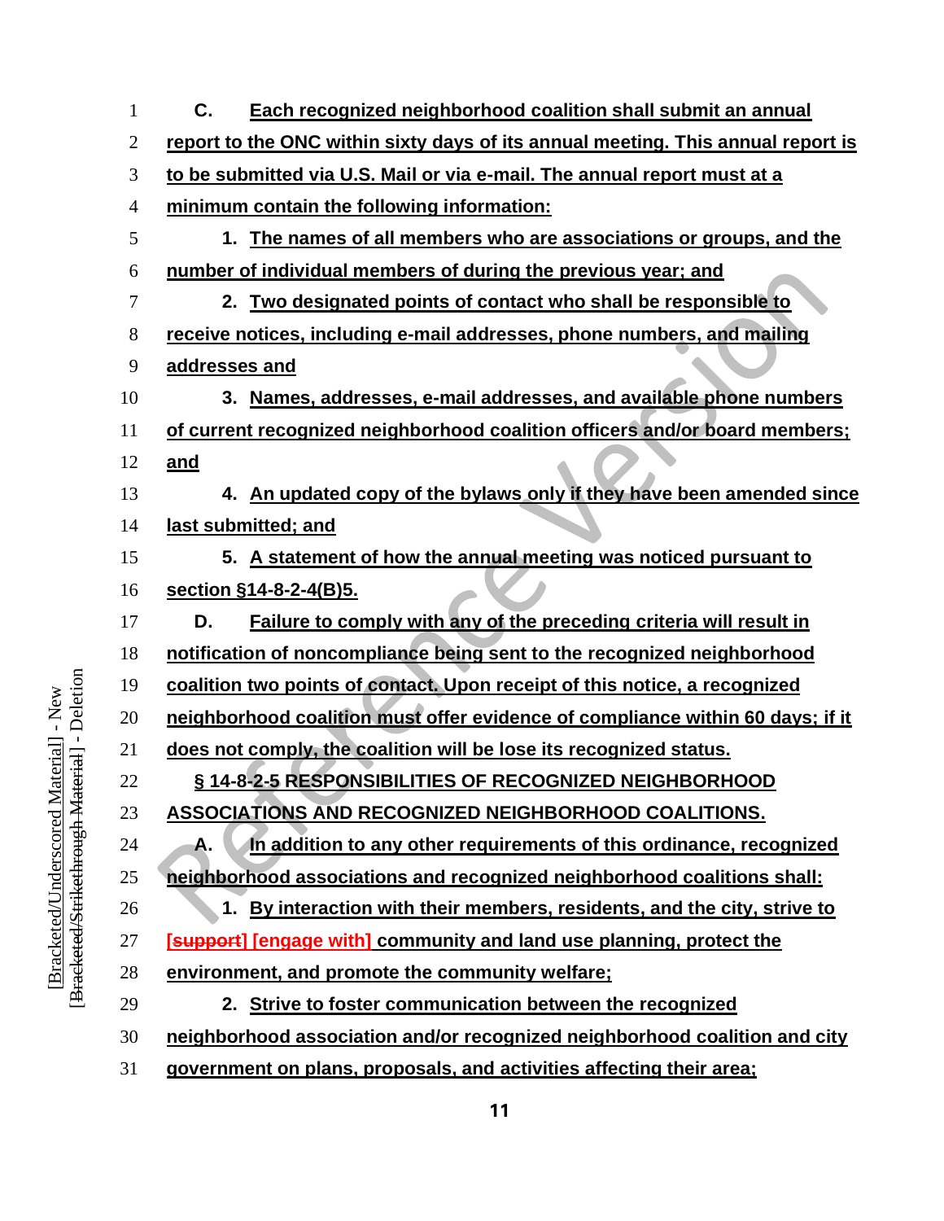C. Each recognized neighborhood coalition shall submit an annual report to the ONC within sixty days of its annual meeting. This annual report is to be submitted via U.S. Mail or via e-mail. The annual report must at a minimum contain the following information:

1. The names of all members who are associations or groups, and the number of individual members of during the previous year; and

2. Two designated points of contact who shall be responsible to receive notices, including e-mail addresses, phone numbers, and mailing addresses and

3. Names, addresses, e-mail addresses, and available phone numbers of current recognized neighborhood coalition officers and/or board members; and

4. An updated copy of the bylaws only if they have been amended since last submitted; and

5. A statement of how the annual meeting was noticed pursuant to section §14-8-2-4(B)5.

D. Failure to comply with any of the preceding criteria will result in notification of noncompliance being sent to the recognized neighborhood coalition two points of contact. Upon receipt of this notice, a recognized neighborhood coalition must offer evidence of compliance within 60 days; if it does not comply, the coalition will be lose its recognized status.

§ 14-8-2-5 RESPONSIBILITIES OF RECOGNIZED NEIGHBORHOOD ASSOCIATIONS AND RECOGNIZED NEIGHBORHOOD COALITIONS.

A. In addition to any other requirements of this ordinance, recognized neighborhood associations and recognized neighborhood coalitions shall:

1. By interaction with their members, residents, and the city, strive to [~~support~~] [engage with] community and land use planning, protect the environment, and promote the community welfare;

2. Strive to foster communication between the recognized neighborhood association and/or recognized neighborhood coalition and city government on plans, proposals, and activities affecting their area;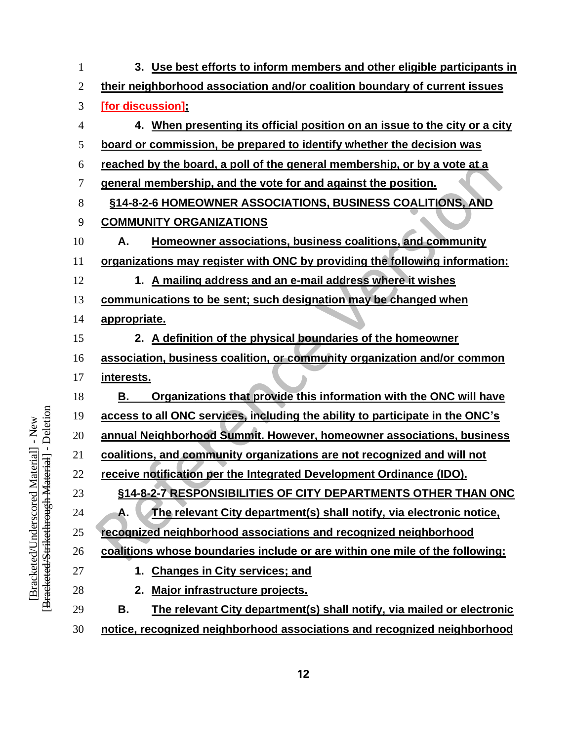3. Use best efforts to inform members and other eligible participants in their neighborhood association and/or coalition boundary of current issues ~~[for discussion]~~;

4. When presenting its official position on an issue to the city or a city board or commission, be prepared to identify whether the decision was reached by the board, a poll of the general membership, or by a vote at a general membership, and the vote for and against the position.

**§14-8-2-6 HOMEOWNER ASSOCIATIONS, BUSINESS COALITIONS, AND COMMUNITY ORGANIZATIONS**

A. Homeowner associations, business coalitions, and community organizations may register with ONC by providing the following information:

1. A mailing address and an e-mail address where it wishes communications to be sent; such designation may be changed when appropriate.

2. A definition of the physical boundaries of the homeowner association, business coalition, or community organization and/or common interests.

B. Organizations that provide this information with the ONC will have access to all ONC services, including the ability to participate in the ONC's annual Neighborhood Summit. However, homeowner associations, business coalitions, and community organizations are not recognized and will not receive notification per the Integrated Development Ordinance (IDO).

**§14-8-2-7 RESPONSIBILITIES OF CITY DEPARTMENTS OTHER THAN ONC**

A. The relevant City department(s) shall notify, via electronic notice, recognized neighborhood associations and recognized neighborhood coalitions whose boundaries include or are within one mile of the following:

1. Changes in City services; and

2. Major infrastructure projects.

B. The relevant City department(s) shall notify, via mailed or electronic notice, recognized neighborhood associations and recognized neighborhood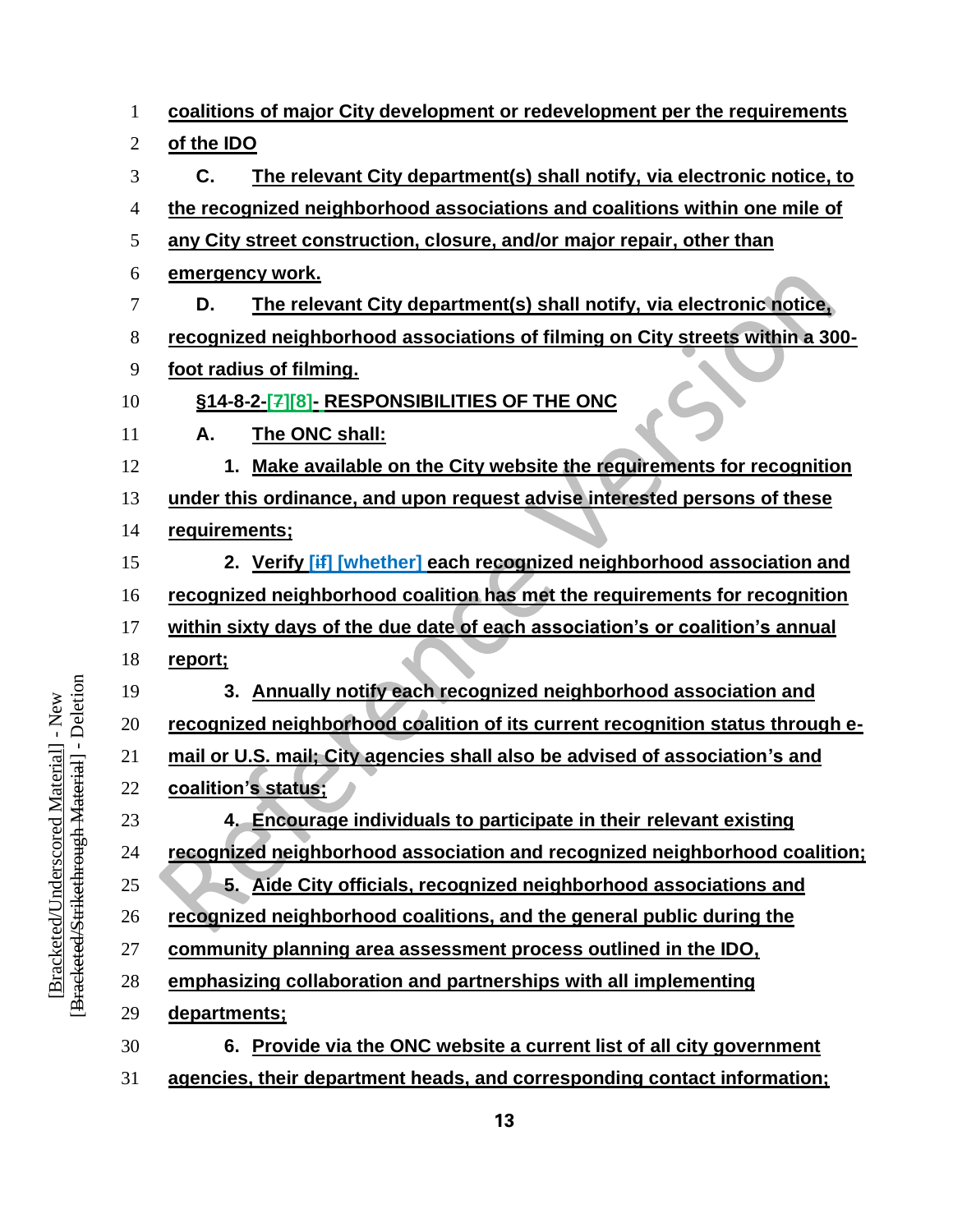coalitions of major City development or redevelopment per the requirements of the IDO

C. The relevant City department(s) shall notify, via electronic notice, to the recognized neighborhood associations and coalitions within one mile of any City street construction, closure, and/or major repair, other than emergency work.

D. The relevant City department(s) shall notify, via electronic notice, recognized neighborhood associations of filming on City streets within a 300-foot radius of filming.

**§14-8-2-[~~7~~][8]- RESPONSIBILITIES OF THE ONC**

A. The ONC shall:

1. Make available on the City website the requirements for recognition under this ordinance, and upon request advise interested persons of these requirements;

2. Verify [~~if~~] [whether] each recognized neighborhood association and recognized neighborhood coalition has met the requirements for recognition within sixty days of the due date of each association's or coalition's annual report;

3. Annually notify each recognized neighborhood association and recognized neighborhood coalition of its current recognition status through e-mail or U.S. mail; City agencies shall also be advised of association's and coalition's status;

4. Encourage individuals to participate in their relevant existing recognized neighborhood association and recognized neighborhood coalition;

5. Aide City officials, recognized neighborhood associations and recognized neighborhood coalitions, and the general public during the community planning area assessment process outlined in the IDO, emphasizing collaboration and partnerships with all implementing departments;

6. Provide via the ONC website a current list of all city government agencies, their department heads, and corresponding contact information;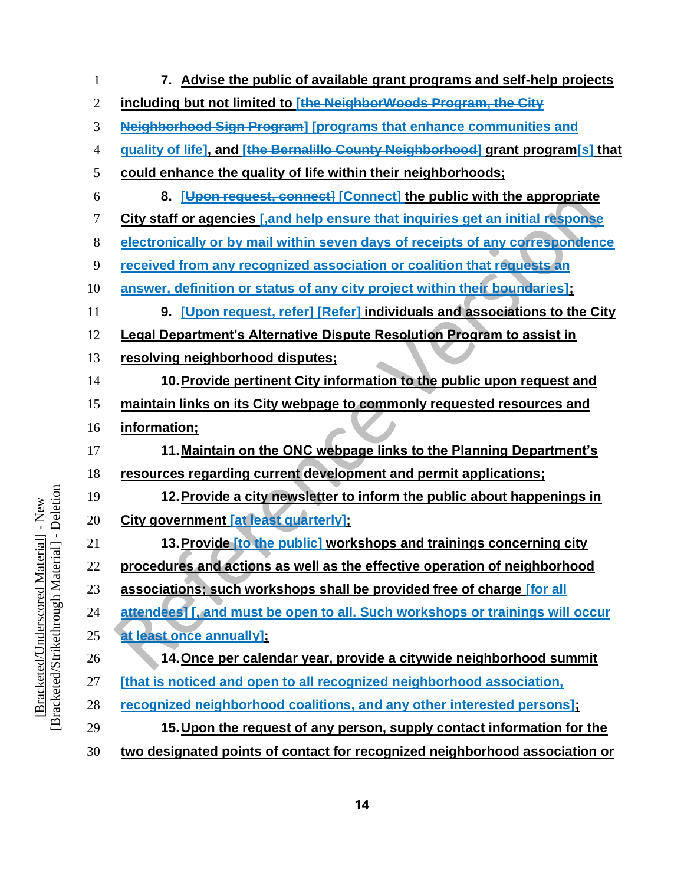7. Advise the public of available grant programs and self-help projects including but not limited to [~~the NeighborWoods Program, the City Neighborhood Sign Program~~] [programs that enhance communities and quality of life], and [~~the Bernalillo County Neighborhood~~] grant program[s] that could enhance the quality of life within their neighborhoods;

8. [~~Upon request, connect~~] [Connect] the public with the appropriate City staff or agencies [,and help ensure that inquiries get an initial response electronically or by mail within seven days of receipts of any correspondence received from any recognized association or coalition that requests an answer, definition or status of any city project within their boundaries];

9. [~~Upon request, refer~~] [Refer] individuals and associations to the City Legal Department's Alternative Dispute Resolution Program to assist in resolving neighborhood disputes;

10. Provide pertinent City information to the public upon request and maintain links on its City webpage to commonly requested resources and information;

11. Maintain on the ONC webpage links to the Planning Department's resources regarding current development and permit applications;

12. Provide a city newsletter to inform the public about happenings in City government [at least quarterly];

13. Provide [~~to the public~~] workshops and trainings concerning city procedures and actions as well as the effective operation of neighborhood associations; such workshops shall be provided free of charge [~~for all attendees~~] [, and must be open to all. Such workshops or trainings will occur at least once annually];

14. Once per calendar year, provide a citywide neighborhood summit [that is noticed and open to all recognized neighborhood association, recognized neighborhood coalitions, and any other interested persons];

15. Upon the request of any person, supply contact information for the two designated points of contact for recognized neighborhood association or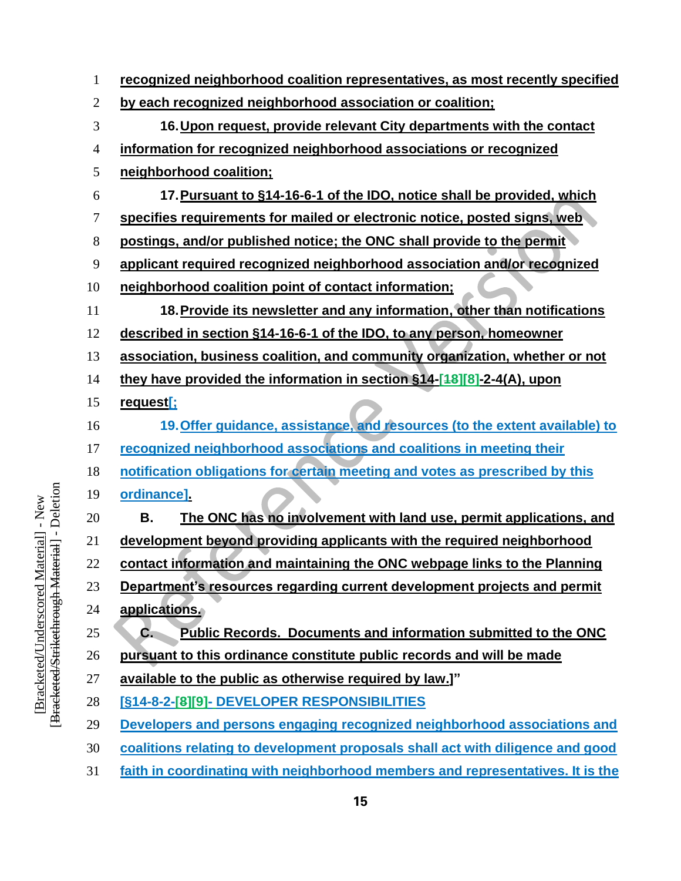recognized neighborhood coalition representatives, as most recently specified by each recognized neighborhood association or coalition;

16. Upon request, provide relevant City departments with the contact information for recognized neighborhood associations or recognized neighborhood coalition;

17. Pursuant to §14-16-6-1 of the IDO, notice shall be provided, which specifies requirements for mailed or electronic notice, posted signs, web postings, and/or published notice; the ONC shall provide to the permit applicant required recognized neighborhood association and/or recognized neighborhood coalition point of contact information;

18. Provide its newsletter and any information, other than notifications described in section §14-16-6-1 of the IDO, to any person, homeowner association, business coalition, and community organization, whether or not they have provided the information in section §14-[~~18~~][8]-2-4(A), upon request[;

19. Offer guidance, assistance, and resources (to the extent available) to recognized neighborhood associations and coalitions in meeting their notification obligations for certain meeting and votes as prescribed by this ordinance].

B. The ONC has no involvement with land use, permit applications, and development beyond providing applicants with the required neighborhood contact information and maintaining the ONC webpage links to the Planning Department's resources regarding current development projects and permit applications.

C. Public Records. Documents and information submitted to the ONC pursuant to this ordinance constitute public records and will be made available to the public as otherwise required by law.]"

[§14-8-2-[~~8~~][9]- DEVELOPER RESPONSIBILITIES

Developers and persons engaging recognized neighborhood associations and coalitions relating to development proposals shall act with diligence and good faith in coordinating with neighborhood members and representatives. It is the

[Bracketed/Underscored Material] - New
[~~Bracketed/Strikethrough Material~~] - Deletion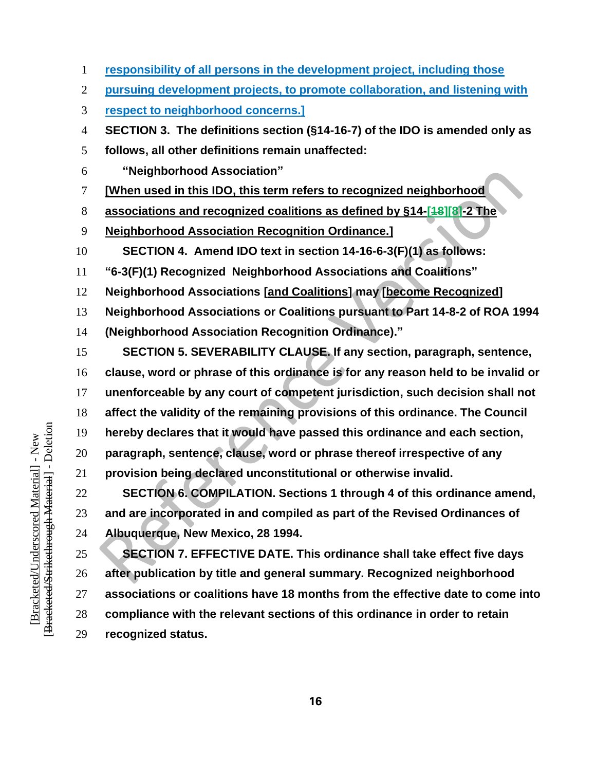responsibility of all persons in the development project, including those pursuing development projects, to promote collaboration, and listening with respect to neighborhood concerns.]

**SECTION 3. The definitions section (§14-16-7) of the IDO is amended only as follows, all other definitions remain unaffected:**

**"Neighborhood Association"**

**[When used in this IDO, this term refers to recognized neighborhood associations and recognized coalitions as defined by §14-[18][8]-2 The Neighborhood Association Recognition Ordinance.]**

**SECTION 4. Amend IDO text in section 14-16-6-3(F)(1) as follows:**

**"6-3(F)(1) Recognized Neighborhood Associations and Coalitions"**

**Neighborhood Associations [and Coalitions] may [become Recognized] Neighborhood Associations or Coalitions pursuant to Part 14-8-2 of ROA 1994 (Neighborhood Association Recognition Ordinance)."**

**SECTION 5. SEVERABILITY CLAUSE. If any section, paragraph, sentence, clause, word or phrase of this ordinance is for any reason held to be invalid or unenforceable by any court of competent jurisdiction, such decision shall not affect the validity of the remaining provisions of this ordinance. The Council hereby declares that it would have passed this ordinance and each section, paragraph, sentence, clause, word or phrase thereof irrespective of any provision being declared unconstitutional or otherwise invalid.**

**SECTION 6. COMPILATION. Sections 1 through 4 of this ordinance amend, and are incorporated in and compiled as part of the Revised Ordinances of Albuquerque, New Mexico, 28 1994.**

**SECTION 7. EFFECTIVE DATE. This ordinance shall take effect five days after publication by title and general summary. Recognized neighborhood associations or coalitions have 18 months from the effective date to come into compliance with the relevant sections of this ordinance in order to retain recognized status.**